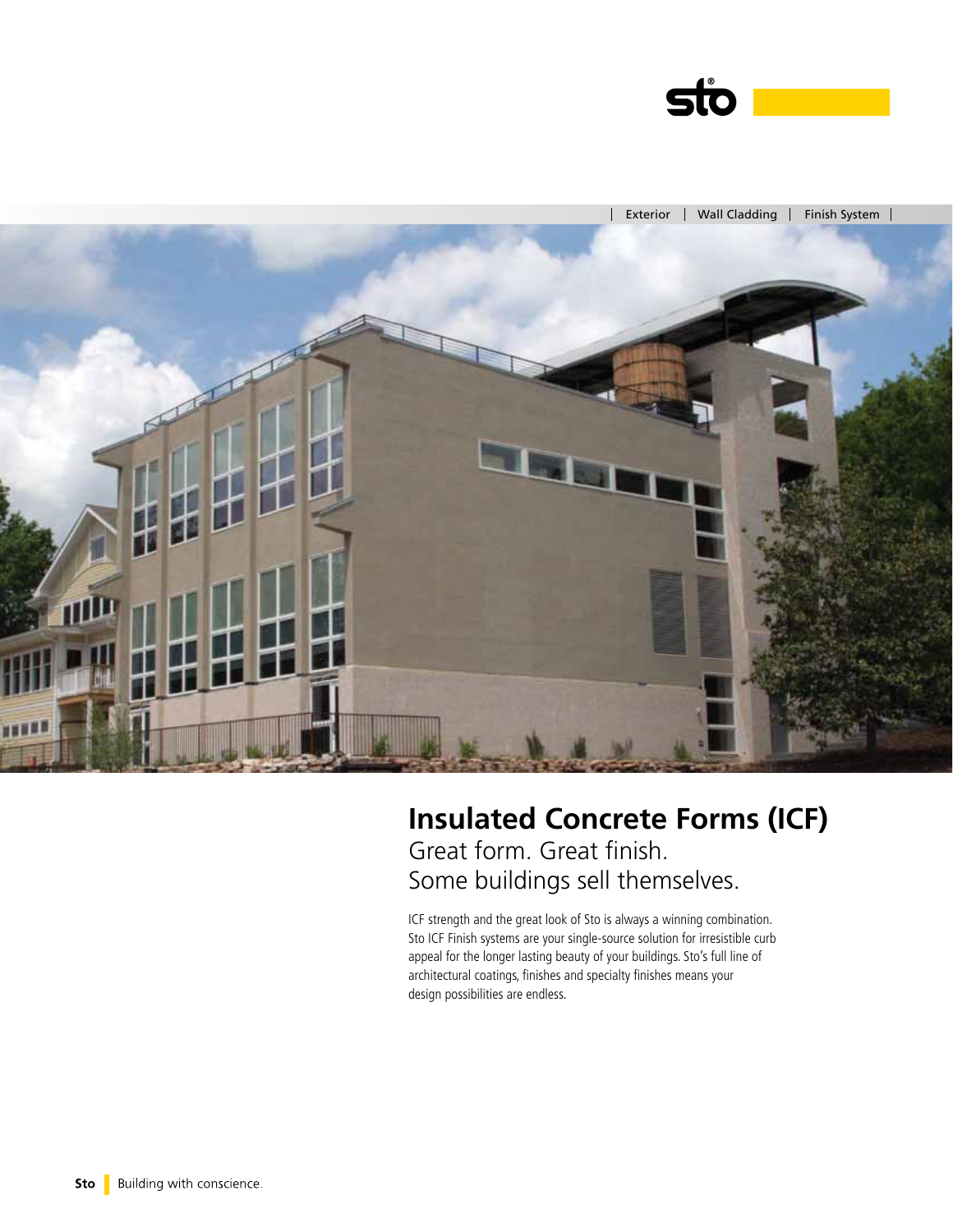Exterior | Wall Cladding | Finish System

# Insulated Concrete Forms (ICF)

## Great form. Great finish. Some buildings sell themselves.

ICF strength and the great look of Sto is always a winning combination. Sto ICF Finish systems are your single-source solution for irresistible curb appeal for the longer lasting beauty of your buildings. Sto's full line of architectural coatings, finishes and specialty finishes means your design possibilities are endless.

**Sto** Building with conscience.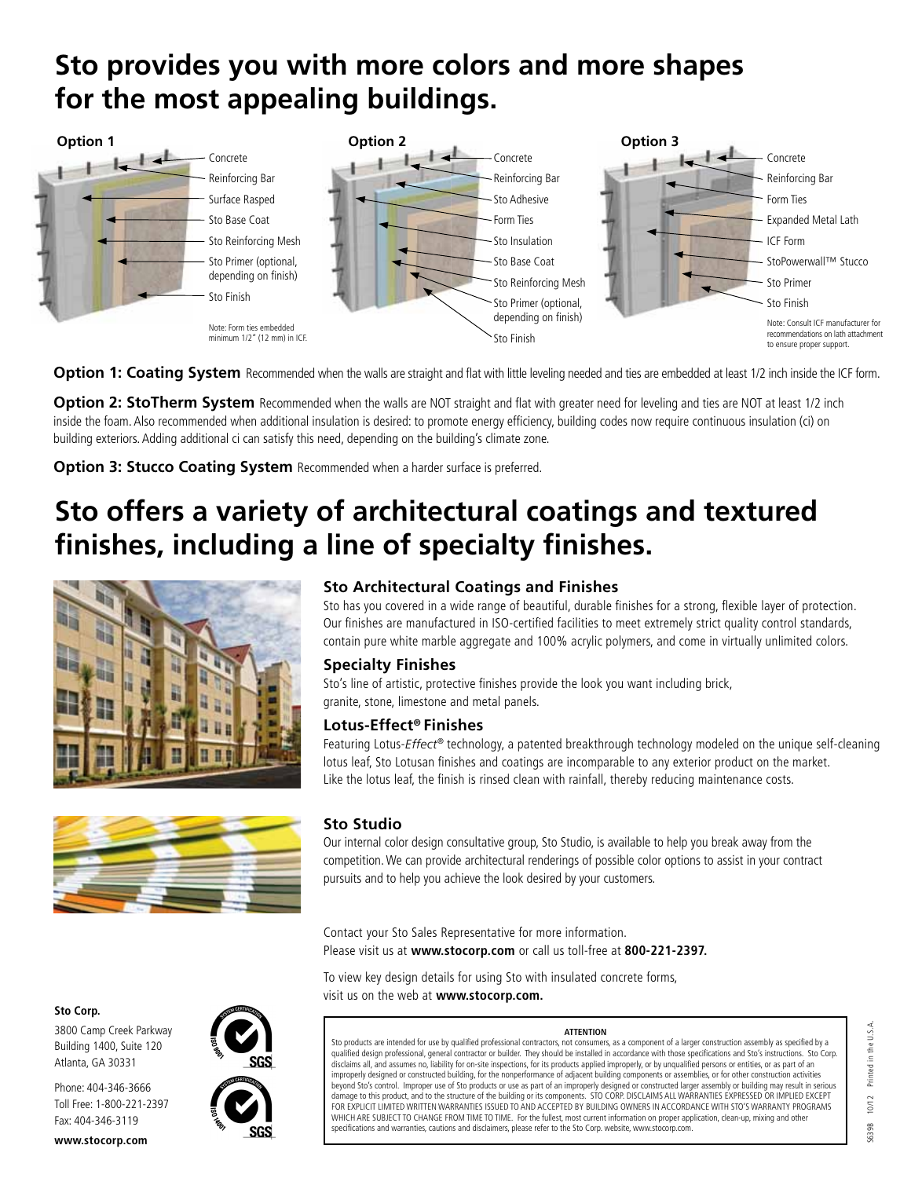# Sto provides you with more colors and more shapes for the most appealing buildings.

**Option 1**

Concrete
Reinforcing Bar
Surface Rasped
Sto Base Coat
Sto Reinforcing Mesh
Sto Primer (optional, depending on finish)
Sto Finish

Note: Form ties embedded minimum 1/2" (12 mm) in ICF.

**Option 2**

Concrete
Reinforcing Bar
Sto Adhesive
Form Ties
Sto Insulation
Sto Base Coat
Sto Reinforcing Mesh
Sto Primer (optional, depending on finish)
Sto Finish

**Option 3**

Concrete
Reinforcing Bar
Form Ties
Expanded Metal Lath
ICF Form
StoPowerwall™ Stucco
Sto Primer
Sto Finish

Note: Consult ICF manufacturer for recommendations on lath attachment to ensure proper support.

**Option 1: Coating System** Recommended when the walls are straight and flat with little leveling needed and ties are embedded at least 1/2 inch inside the ICF form.

**Option 2: StoTherm System** Recommended when the walls are NOT straight and flat with greater need for leveling and ties are NOT at least 1/2 inch inside the foam. Also recommended when additional insulation is desired: to promote energy efficiency, building codes now require continuous insulation (ci) on building exteriors. Adding additional ci can satisfy this need, depending on the building's climate zone.

**Option 3: Stucco Coating System** Recommended when a harder surface is preferred.

# Sto offers a variety of architectural coatings and textured finishes, including a line of specialty finishes.

### Sto Architectural Coatings and Finishes

Sto has you covered in a wide range of beautiful, durable finishes for a strong, flexible layer of protection. Our finishes are manufactured in ISO-certified facilities to meet extremely strict quality control standards, contain pure white marble aggregate and 100% acrylic polymers, and come in virtually unlimited colors.

### Specialty Finishes

Sto's line of artistic, protective finishes provide the look you want including brick, granite, stone, limestone and metal panels.

### Lotus-Effect® Finishes

Featuring Lotus-*Effect*® technology, a patented breakthrough technology modeled on the unique self-cleaning lotus leaf, Sto Lotusan finishes and coatings are incomparable to any exterior product on the market. Like the lotus leaf, the finish is rinsed clean with rainfall, thereby reducing maintenance costs.

### Sto Studio

Our internal color design consultative group, Sto Studio, is available to help you break away from the competition. We can provide architectural renderings of possible color options to assist in your contract pursuits and to help you achieve the look desired by your customers.

Contact your Sto Sales Representative for more information.
Please visit us at **www.stocorp.com** or call us toll-free at **800-221-2397.**

To view key design details for using Sto with insulated concrete forms, visit us on the web at **www.stocorp.com.**

**Sto Corp.**

3800 Camp Creek Parkway
Building 1400, Suite 120
Atlanta, GA 30331

Phone: 404-346-3666
Toll Free: 1-800-221-2397
Fax: 404-346-3119

**www.stocorp.com**

**ATTENTION**

Sto products are intended for use by qualified professional contractors, not consumers, as a component of a larger construction assembly as specified by a qualified design professional, general contractor or builder. They should be installed in accordance with those specifications and Sto's instructions. Sto Corp. disclaims all, and assumes no, liability for on-site inspections, for its products applied improperly, or by unqualified persons or entities, or as part of an improperly designed or constructed building, for the nonperformance of adjacent building components or assemblies, or for other construction activities beyond Sto's control. Improper use of Sto products or use as part of an improperly designed or constructed larger assembly or building may result in serious damage to this product, and to the structure of the building or its components. STO CORP. DISCLAIMS ALL WARRANTIES EXPRESSED OR IMPLIED EXCEPT FOR EXPLICIT LIMITED WRITTEN WARRANTIES ISSUED TO AND ACCEPTED BY BUILDING OWNERS IN ACCORDANCE WITH STO'S WARRANTY PROGRAMS WHICH ARE SUBJECT TO CHANGE FROM TIME TO TIME. For the fullest, most current information on proper application, clean-up, mixing and other specifications and warranties, cautions and disclaimers, please refer to the Sto Corp. website, www.stocorp.com.

S639B 10/12 Printed in the U.S.A.